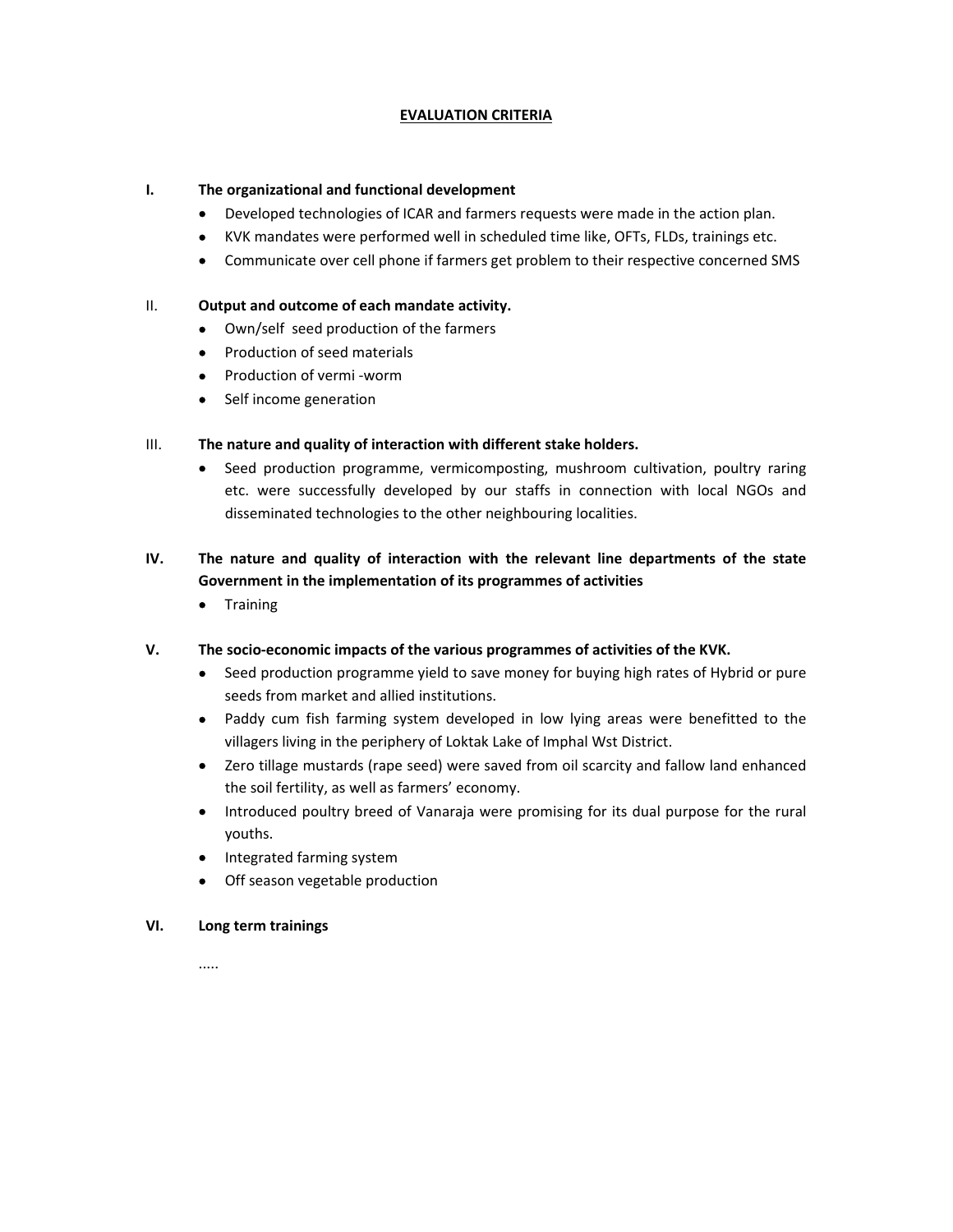# EVALUATION CRITERIA

**I. The organizational and functional development**

- Developed technologies of ICAR and farmers requests were made in the action plan.
- KVK mandates were performed well in scheduled time like, OFTs, FLDs, trainings etc.
- Communicate over cell phone if farmers get problem to their respective concerned SMS

**II. Output and outcome of each mandate activity.**

- Own/self seed production of the farmers
- Production of seed materials
- Production of vermi -worm
- Self income generation

**III. The nature and quality of interaction with different stake holders.**

- Seed production programme, vermicomposting, mushroom cultivation, poultry raring etc. were successfully developed by our staffs in connection with local NGOs and disseminated technologies to the other neighbouring localities.

**IV. The nature and quality of interaction with the relevant line departments of the state Government in the implementation of its programmes of activities**

- Training

**V. The socio-economic impacts of the various programmes of activities of the KVK.**

- Seed production programme yield to save money for buying high rates of Hybrid or pure seeds from market and allied institutions.
- Paddy cum fish farming system developed in low lying areas were benefitted to the villagers living in the periphery of Loktak Lake of Imphal Wst District.
- Zero tillage mustards (rape seed) were saved from oil scarcity and fallow land enhanced the soil fertility, as well as farmers' economy.
- Introduced poultry breed of Vanaraja were promising for its dual purpose for the rural youths.
- Integrated farming system
- Off season vegetable production

**VI. Long term trainings**

.....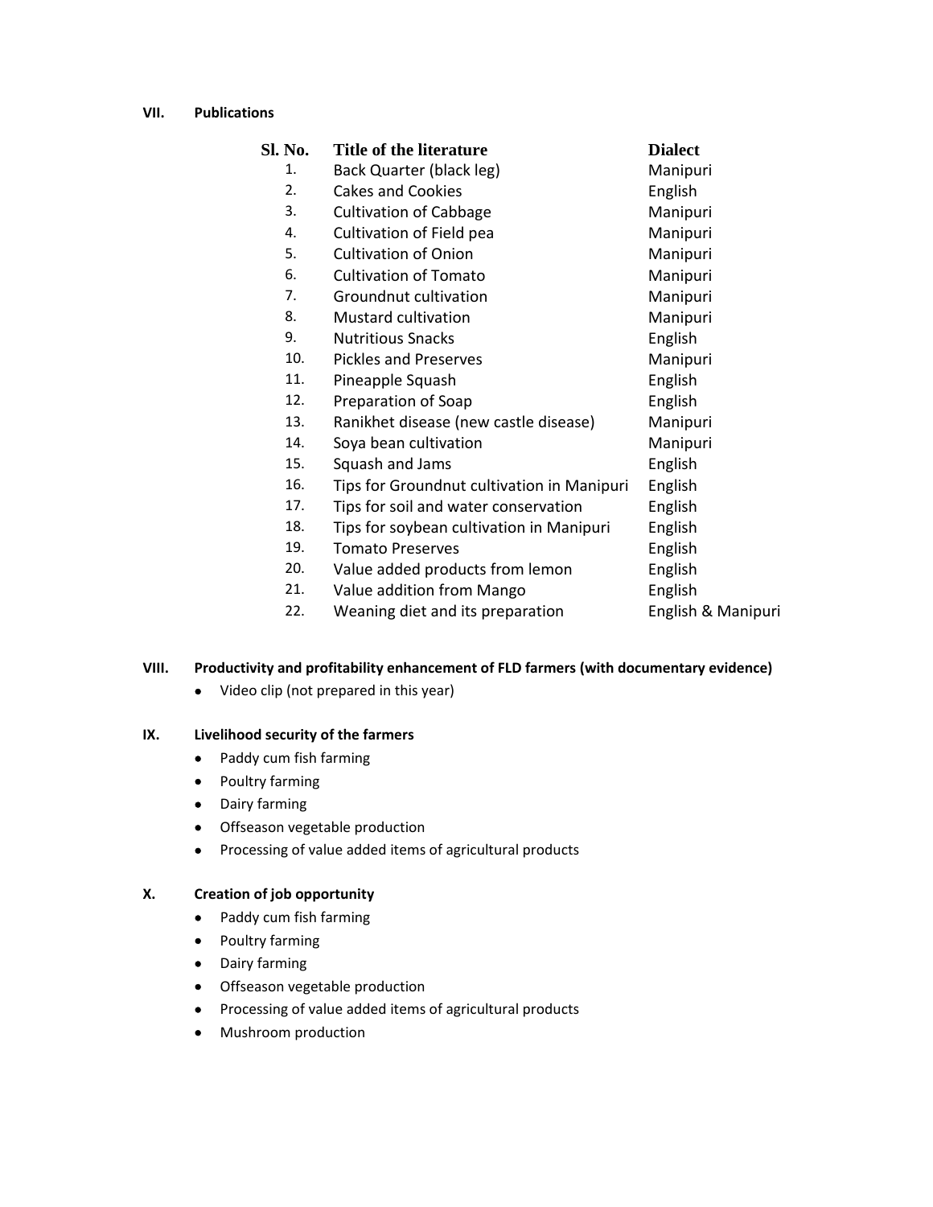## VII. Publications

| Sl. No. | Title of the literature | Dialect |
| --- | --- | --- |
| 1. | Back Quarter (black leg) | Manipuri |
| 2. | Cakes and Cookies | English |
| 3. | Cultivation of Cabbage | Manipuri |
| 4. | Cultivation of Field pea | Manipuri |
| 5. | Cultivation of Onion | Manipuri |
| 6. | Cultivation of Tomato | Manipuri |
| 7. | Groundnut cultivation | Manipuri |
| 8. | Mustard cultivation | Manipuri |
| 9. | Nutritious Snacks | English |
| 10. | Pickles and Preserves | Manipuri |
| 11. | Pineapple Squash | English |
| 12. | Preparation of Soap | English |
| 13. | Ranikhet disease (new castle disease) | Manipuri |
| 14. | Soya bean cultivation | Manipuri |
| 15. | Squash and Jams | English |
| 16. | Tips for Groundnut cultivation in Manipuri | English |
| 17. | Tips for soil and water conservation | English |
| 18. | Tips for soybean cultivation in Manipuri | English |
| 19. | Tomato Preserves | English |
| 20. | Value added products from lemon | English |
| 21. | Value addition from Mango | English |
| 22. | Weaning diet and its preparation | English & Manipuri |

## VIII. Productivity and profitability enhancement of FLD farmers (with documentary evidence)

- Video clip (not prepared in this year)

## IX. Livelihood security of the farmers

- Paddy cum fish farming
- Poultry farming
- Dairy farming
- Offseason vegetable production
- Processing of value added items of agricultural products

## X. Creation of job opportunity

- Paddy cum fish farming
- Poultry farming
- Dairy farming
- Offseason vegetable production
- Processing of value added items of agricultural products
- Mushroom production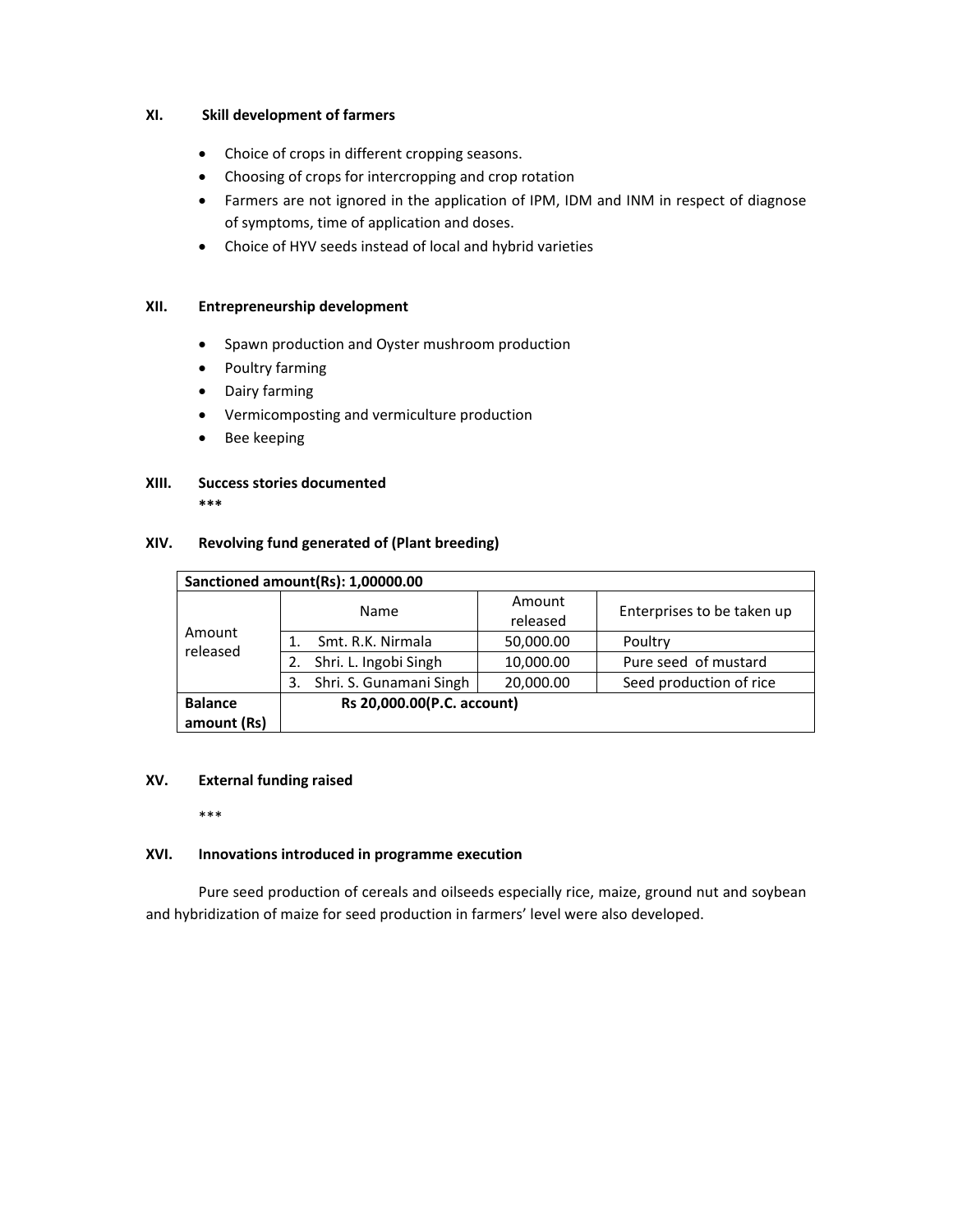## XI. Skill development of farmers

- Choice of crops in different cropping seasons.
- Choosing of crops for intercropping and crop rotation
- Farmers are not ignored in the application of IPM, IDM and INM in respect of diagnose of symptoms, time of application and doses.
- Choice of HYV seeds instead of local and hybrid varieties

## XII. Entrepreneurship development

- Spawn production and Oyster mushroom production
- Poultry farming
- Dairy farming
- Vermicomposting and vermiculture production
- Bee keeping

## XIII. Success stories documented

***

## XIV. Revolving fund generated of (Plant breeding)

| **Sanctioned amount(Rs): 1,00000.00** | | | |
|---|---|---|---|
| Amount released | Name | Amount released | Enterprises to be taken up |
| | 1. Smt. R.K. Nirmala | 50,000.00 | Poultry |
| | 2. Shri. L. Ingobi Singh | 10,000.00 | Pure seed of mustard |
| | 3. Shri. S. Gunamani Singh | 20,000.00 | Seed production of rice |
| **Balance amount (Rs)** | **Rs 20,000.00(P.C. account)** | | |

## XV. External funding raised

***

## XVI. Innovations introduced in programme execution

Pure seed production of cereals and oilseeds especially rice, maize, ground nut and soybean and hybridization of maize for seed production in farmers' level were also developed.